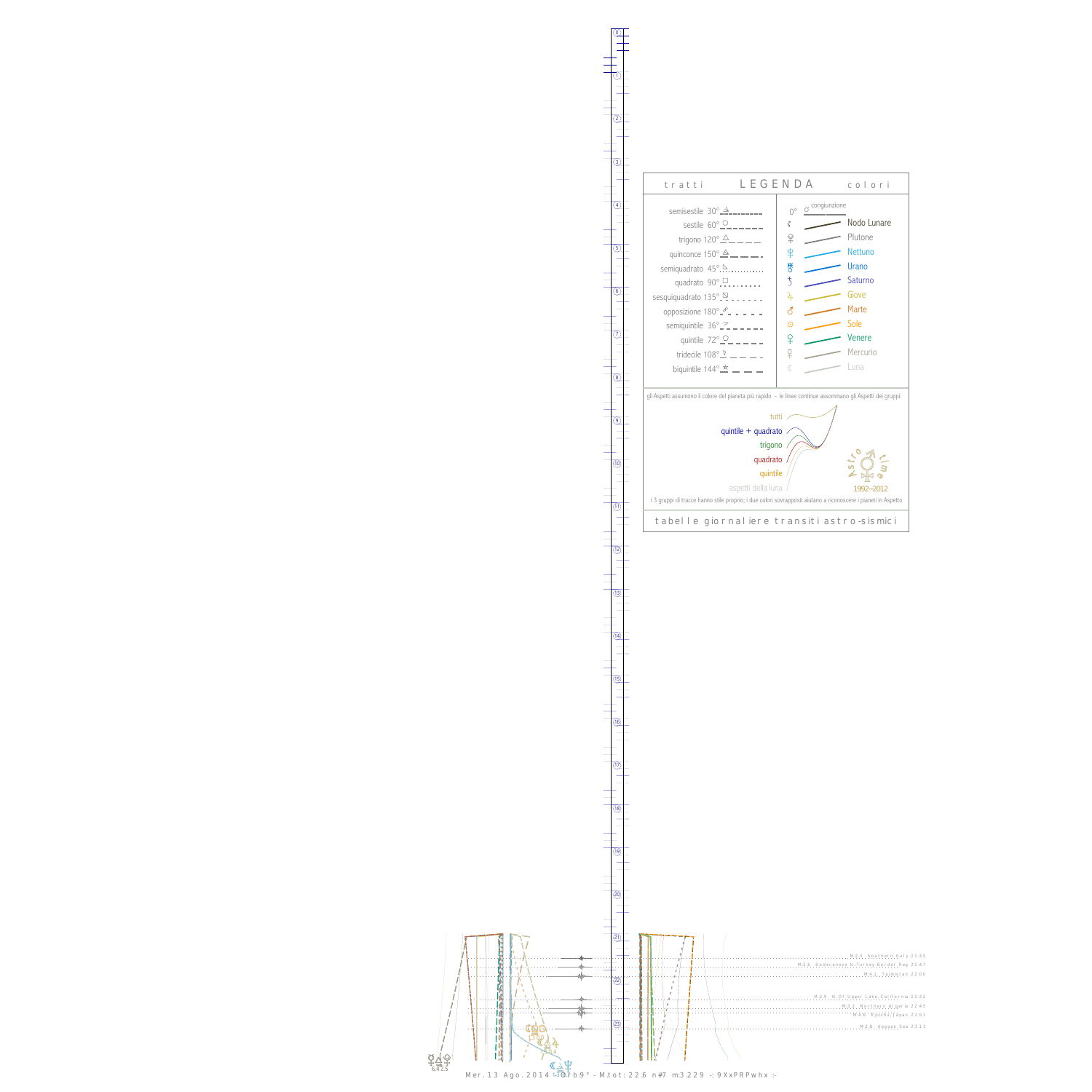## t r a t t i LEGENDA c o l o r i

| tratti | | colori | |
|---|---|---|---|
| semisestile 30° | 0° | congiunzione | |
| sestile 60° | ☊ | | Nodo Lunare |
| trigono 120° | ♇ | | Plutone |
| quinconce 150° | ♆ | | Nettuno |
| semiquadrato 45° | ♅ | | Urano |
| quadrato 90° | ♄ | | Saturno |
| sesquiquadrato 135° | ♃ | | Giove |
| opposizione 180° | ♂ | | Marte |
| semiquintile 36° | ☉ | | Sole |
| quintile 72° | ♀ | | Venere |
| tridecile 108° | ☿ | | Mercurio |
| biquintile 144° | ☾ | | Luna |

gli Aspetti assumono il colore del pianeta più rapido - le linee continue assommano gli Aspetti dei gruppi:

tutti
quintile + quadrato
trigono
quadrato
quintile
aspetti della luna

Astro time 1992–2012

i 3 gruppi di tracce hanno stile proprio; i due colori sovrapposti aiutano a riconoscere i pianeti in Aspetto

t a b e l l e g i o r n a l i e r e t r a n s i t i a s t r o - s i s m i c i

M 2.3 Southern Italy 21:35
M 2.6 Dodecanese Is.-Turkey Border Reg 21:47
M 4.1 Tajikistan 22:00
M 2.9 N. Of Upper Lake, California 22:32
M 3.0 Northern Algeria 22:45
M 4.0 Kyushu, Japan 22:51
M 2.8 Aegean Sea 23:13

6.4 2.5

Mer. 13 Ago. 2014 Orb: 9° - M.tot: 22.6 n#7 m:3.229 -: 9XxPRPwhx :-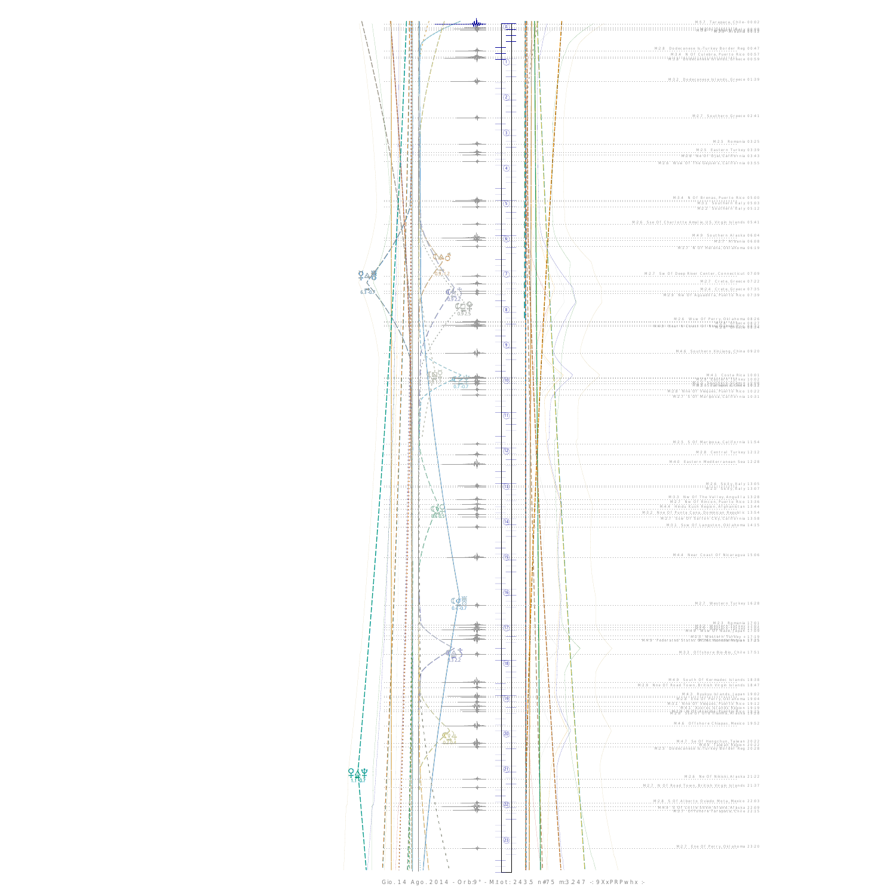M 5.7 Tarapaca Chile 00:02

M 2.8 Dodecanese Is.-Turkey Border Reg 00:47
M 3.4 N Of Culebra, Puerto Rico 00:57
M 3.3 Dodecanese Islands, Greece 00:59

M 3.2 Dodecanese Islands, Greece 01:39

M 2.7 Southern Greece 02:41

M 2.5 Romania 03:25
M 2.5 Eastern Turkey 03:39
M 2.9 Nw Of Ojai, California 03:43
M 2.6 Wsw Of The Geysers, California 03:55

M 3.4 N Of Brenas, Puerto Rico 05:00
M 2.4 Southern Italy 05:03
M 2.2 Southern Italy 05:12

M 2.6 Sse Of Charlotte Amalie, U.S. Virgin Islands 05:41

M 4.0 Southern Alaska 06:04
M 2.7 Albania 06:08
M 2.7 N Of Helena, Oklahoma 06:19

M 2.7 Sw Of Deep River Center, Connecticut 07:09
M 2.7 Crete, Greece 07:22
M 2.4 Crete, Greece 07:35
M 2.8 Nw Of Aguadilla, Puerto Rico 07:39

M 2.8 Wsw Of Perry, Oklahoma 08:26

M 4.6 Southern Xinjiang, China 09:20

M 4.1 Costa Rica 10:01
M 2.8 Nne Of Vieques, Puerto Rico 10:22
M 2.1 S Of Mariposa, California 10:31

M 2.5 S Of Mariposa, California 11:54
M 2.8 Central Turkey 12:12
M 4.0 Eastern Mediterranean Sea 12:28

M 2.6 Sicily, Italy 13:05
M 2.3 Sicily, Italy 13:07
M 3.3 Nw Of The Valley, Anguilla 13:28
M 2.7 Nw Of Rincon, Puerto Rico 13:36
M 4.4 Hindu Kush Region, Afghanistan 13:44
M 3.2 Nne Of Punta Cana, Dominican Republic 13:54
M 2.1 Ssw Of Searles City, California 13:58
M 3.1 Sse Of Langston, Oklahoma 14:15

M 4.4 Near Coast Of Nicaragua 15:06

M 3.7 Western Turkey 16:28

M 3.3 Romania 17:01
M 2.9 Western Turkey 17:19
M 4.5 Federated States Of Micronesia Region 17:25

M 3.3 Offshore Bio-Bio, Chile 17:51

M 4.9 South Of Kermadec Islands 18:38
M 2.9 Nne Of Road Town, British Virgin Islands 18:47
M 4.3 Ryukyu Islands, Japan 19:02
M 2.8 Sse Of Perry, Oklahoma 19:04
M 3.1 Nne Of Vieques, Puerto Rico 19:12

M 4.6 Offshore Chiapas, Mexico 19:52

M 4.7 Se Of Hengchun, Taiwan 20:22
M 4.9 Taiwan Region 20:22
M 2.5 Dodecanese Is.-Turkey Border Reg 20:28

M 2.6 Ne Of Nikiski, Alaska 21:22
M 2.7 N Of Road Town, British Virgin Islands 21:37

M 2.8 S Of Alberto Oviedo Mota, Mexico 22:03
M 2.1 Offshore Tarapaca, Chile 22:15

M 2.7 Ene Of Perry, Oklahoma 23:20

Gio. 14 Ago. 2014 - Orb:9° - M.tot: 243.5 n#75 m3.247 -: 9XxPRPwhx :-